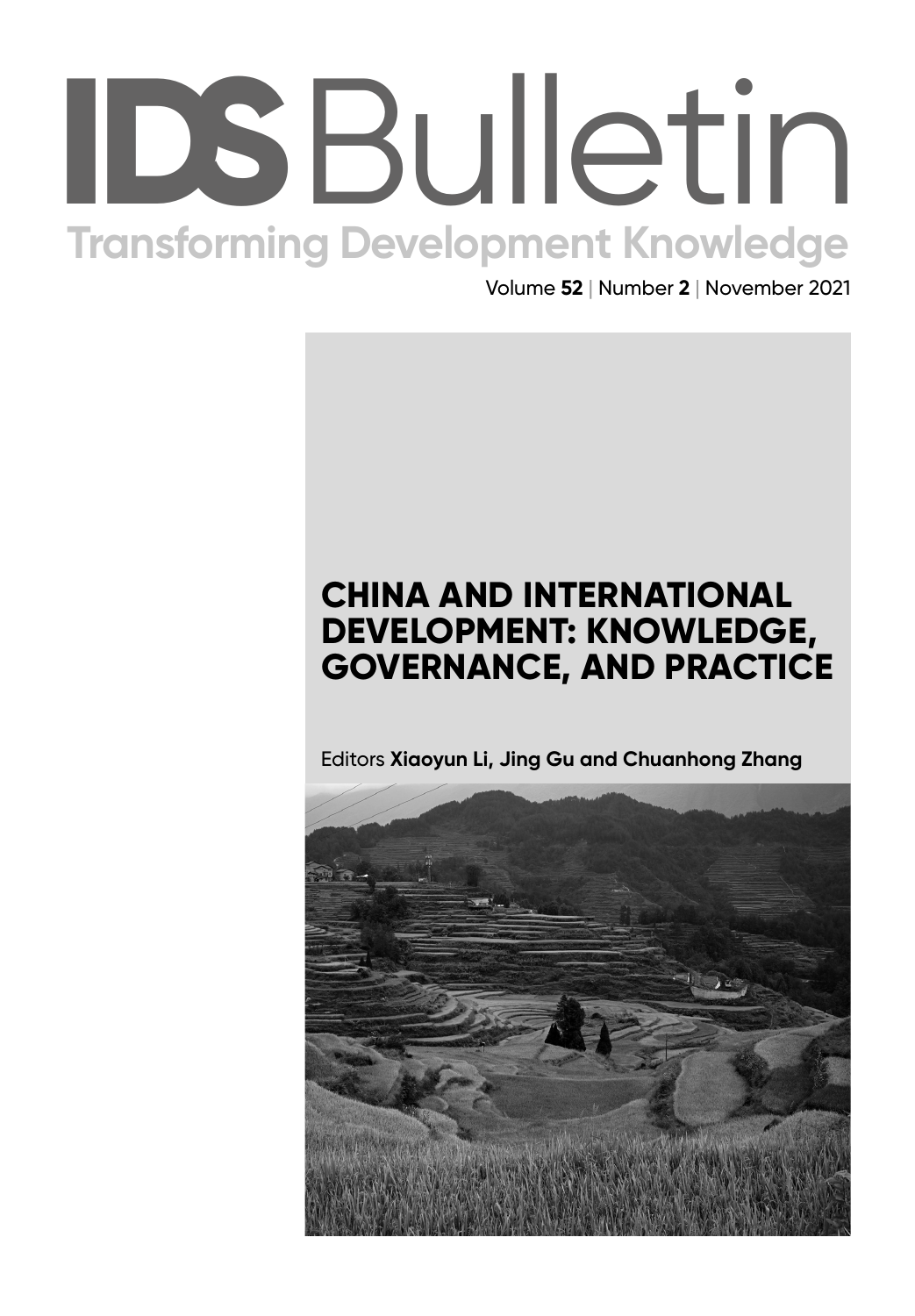# IDS Bulletin

**Transforming Development Knowledge**

Volume **52** | Number **2** | November 2021

## CHINA AND INTERNATIONAL DEVELOPMENT: KNOWLEDGE, GOVERNANCE, AND PRACTICE

Editors **Xiaoyun Li, Jing Gu and Chuanhong Zhang**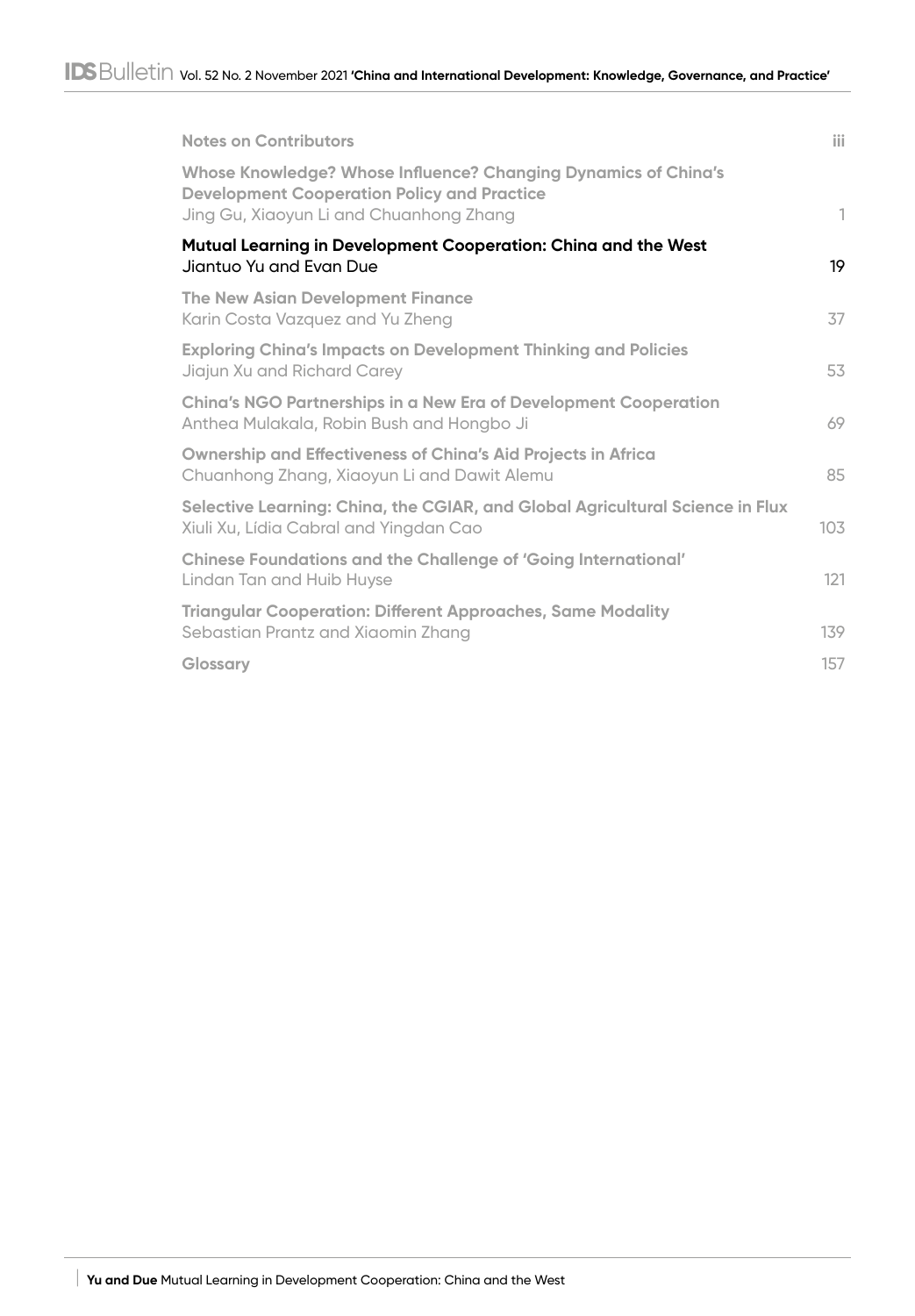| | |
|---|---|
| **Notes on Contributors** | iii |
| **Whose Knowledge? Whose Influence? Changing Dynamics of China's Development Cooperation Policy and Practice**<br>Jing Gu, Xiaoyun Li and Chuanhong Zhang | 1 |
| **Mutual Learning in Development Cooperation: China and the West**<br>Jiantuo Yu and Evan Due | 19 |
| **The New Asian Development Finance**<br>Karin Costa Vazquez and Yu Zheng | 37 |
| **Exploring China's Impacts on Development Thinking and Policies**<br>Jiajun Xu and Richard Carey | 53 |
| **China's NGO Partnerships in a New Era of Development Cooperation**<br>Anthea Mulakala, Robin Bush and Hongbo Ji | 69 |
| **Ownership and Effectiveness of China's Aid Projects in Africa**<br>Chuanhong Zhang, Xiaoyun Li and Dawit Alemu | 85 |
| **Selective Learning: China, the CGIAR, and Global Agricultural Science in Flux**<br>Xiuli Xu, Lídia Cabral and Yingdan Cao | 103 |
| **Chinese Foundations and the Challenge of 'Going International'**<br>Lindan Tan and Huib Huyse | 121 |
| **Triangular Cooperation: Different Approaches, Same Modality**<br>Sebastian Prantz and Xiaomin Zhang | 139 |
| **Glossary** | 157 |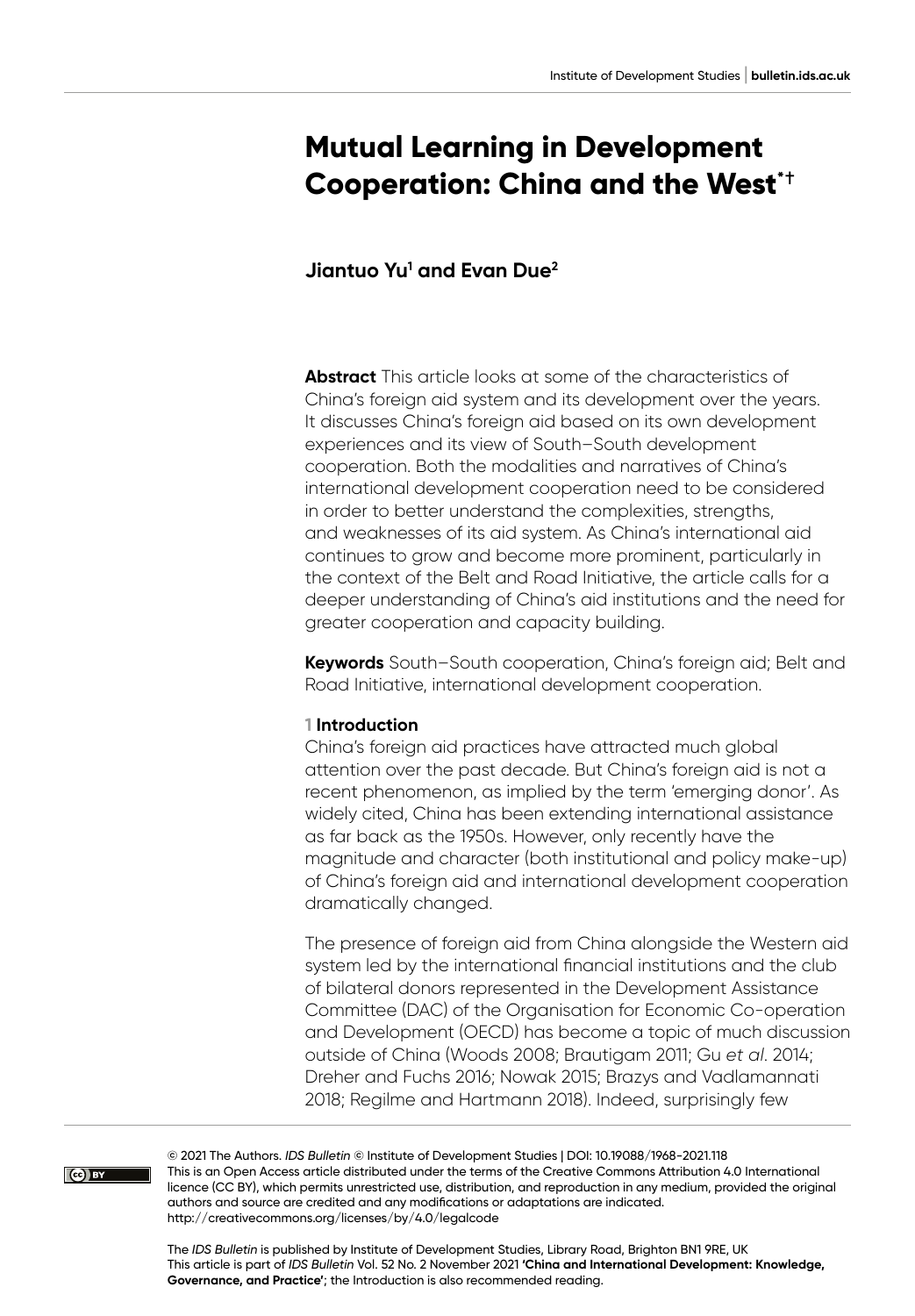# Mutual Learning in Development Cooperation: China and the West*†

**Jiantuo Yu[1] and Evan Due[2]**

**Abstract** This article looks at some of the characteristics of China's foreign aid system and its development over the years. It discusses China's foreign aid based on its own development experiences and its view of South–South development cooperation. Both the modalities and narratives of China's international development cooperation need to be considered in order to better understand the complexities, strengths, and weaknesses of its aid system. As China's international aid continues to grow and become more prominent, particularly in the context of the Belt and Road Initiative, the article calls for a deeper understanding of China's aid institutions and the need for greater cooperation and capacity building.

**Keywords** South–South cooperation, China's foreign aid; Belt and Road Initiative, international development cooperation.

## 1 Introduction

China's foreign aid practices have attracted much global attention over the past decade. But China's foreign aid is not a recent phenomenon, as implied by the term 'emerging donor'. As widely cited, China has been extending international assistance as far back as the 1950s. However, only recently have the magnitude and character (both institutional and policy make-up) of China's foreign aid and international development cooperation dramatically changed.

The presence of foreign aid from China alongside the Western aid system led by the international financial institutions and the club of bilateral donors represented in the Development Assistance Committee (DAC) of the Organisation for Economic Co-operation and Development (OECD) has become a topic of much discussion outside of China (Woods 2008; Brautigam 2011; Gu *et al*. 2014; Dreher and Fuchs 2016; Nowak 2015; Brazys and Vadlamannati 2018; Regilme and Hartmann 2018). Indeed, surprisingly few

© 2021 The Authors. *IDS Bulletin* © Institute of Development Studies | DOI: 10.19088/1968-2021.118
This is an Open Access article distributed under the terms of the Creative Commons Attribution 4.0 International licence (CC BY), which permits unrestricted use, distribution, and reproduction in any medium, provided the original authors and source are credited and any modifications or adaptations are indicated.
http://creativecommons.org/licenses/by/4.0/legalcode

The *IDS Bulletin* is published by Institute of Development Studies, Library Road, Brighton BN1 9RE, UK
This article is part of *IDS Bulletin* Vol. 52 No. 2 November 2021 **'China and International Development: Knowledge, Governance, and Practice'**; the Introduction is also recommended reading.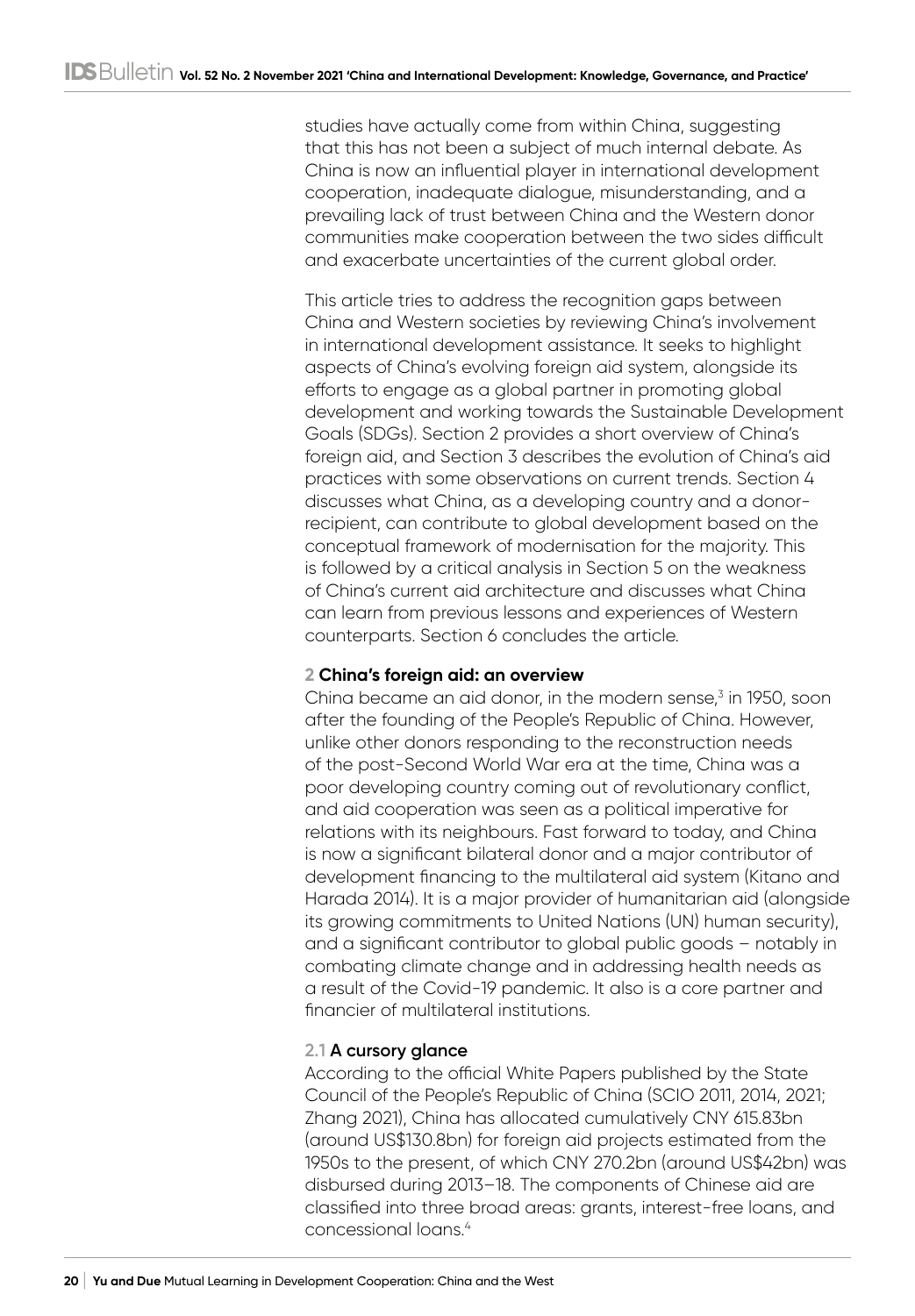studies have actually come from within China, suggesting that this has not been a subject of much internal debate. As China is now an influential player in international development cooperation, inadequate dialogue, misunderstanding, and a prevailing lack of trust between China and the Western donor communities make cooperation between the two sides difficult and exacerbate uncertainties of the current global order.

This article tries to address the recognition gaps between China and Western societies by reviewing China's involvement in international development assistance. It seeks to highlight aspects of China's evolving foreign aid system, alongside its efforts to engage as a global partner in promoting global development and working towards the Sustainable Development Goals (SDGs). Section 2 provides a short overview of China's foreign aid, and Section 3 describes the evolution of China's aid practices with some observations on current trends. Section 4 discusses what China, as a developing country and a donor-recipient, can contribute to global development based on the conceptual framework of modernisation for the majority. This is followed by a critical analysis in Section 5 on the weakness of China's current aid architecture and discusses what China can learn from previous lessons and experiences of Western counterparts. Section 6 concludes the article.

## 2 China's foreign aid: an overview

China became an aid donor, in the modern sense,[3] in 1950, soon after the founding of the People's Republic of China. However, unlike other donors responding to the reconstruction needs of the post-Second World War era at the time, China was a poor developing country coming out of revolutionary conflict, and aid cooperation was seen as a political imperative for relations with its neighbours. Fast forward to today, and China is now a significant bilateral donor and a major contributor of development financing to the multilateral aid system (Kitano and Harada 2014). It is a major provider of humanitarian aid (alongside its growing commitments to United Nations (UN) human security), and a significant contributor to global public goods – notably in combating climate change and in addressing health needs as a result of the Covid-19 pandemic. It also is a core partner and financier of multilateral institutions.

### 2.1 A cursory glance

According to the official White Papers published by the State Council of the People's Republic of China (SCIO 2011, 2014, 2021; Zhang 2021), China has allocated cumulatively CNY 615.83bn (around US$130.8bn) for foreign aid projects estimated from the 1950s to the present, of which CNY 270.2bn (around US$42bn) was disbursed during 2013–18. The components of Chinese aid are classified into three broad areas: grants, interest-free loans, and concessional loans.[4]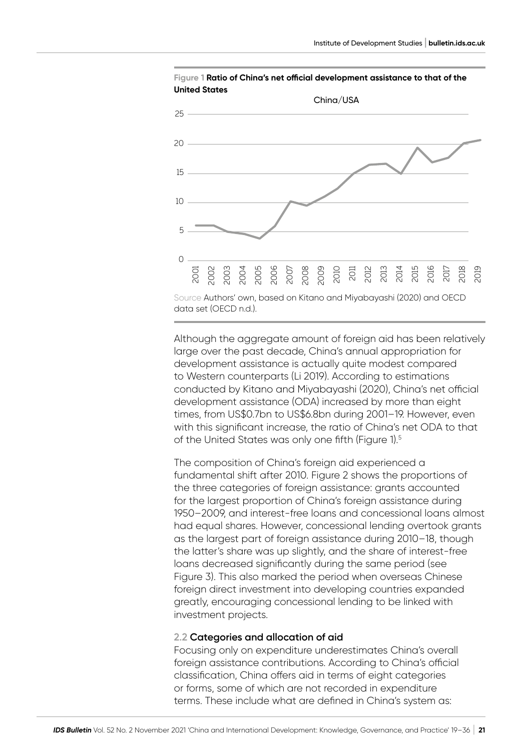**Figure 1 Ratio of China's net official development assistance to that of the United States**

China/USA

25

20

15

10

5

0

2001 2002 2003 2004 2005 2006 2007 2008 2009 2010 2011 2012 2013 2014 2015 2016 2017 2018 2019

Source Authors' own, based on Kitano and Miyabayashi (2020) and OECD data set (OECD n.d.).

Although the aggregate amount of foreign aid has been relatively large over the past decade, China's annual appropriation for development assistance is actually quite modest compared to Western counterparts (Li 2019). According to estimations conducted by Kitano and Miyabayashi (2020), China's net official development assistance (ODA) increased by more than eight times, from US$0.7bn to US$6.8bn during 2001–19. However, even with this significant increase, the ratio of China's net ODA to that of the United States was only one fifth (Figure 1).[5]

The composition of China's foreign aid experienced a fundamental shift after 2010. Figure 2 shows the proportions of the three categories of foreign assistance: grants accounted for the largest proportion of China's foreign assistance during 1950–2009, and interest-free loans and concessional loans almost had equal shares. However, concessional lending overtook grants as the largest part of foreign assistance during 2010–18, though the latter's share was up slightly, and the share of interest-free loans decreased significantly during the same period (see Figure 3). This also marked the period when overseas Chinese foreign direct investment into developing countries expanded greatly, encouraging concessional lending to be linked with investment projects.

### 2.2 Categories and allocation of aid

Focusing only on expenditure underestimates China's overall foreign assistance contributions. According to China's official classification, China offers aid in terms of eight categories or forms, some of which are not recorded in expenditure terms. These include what are defined in China's system as: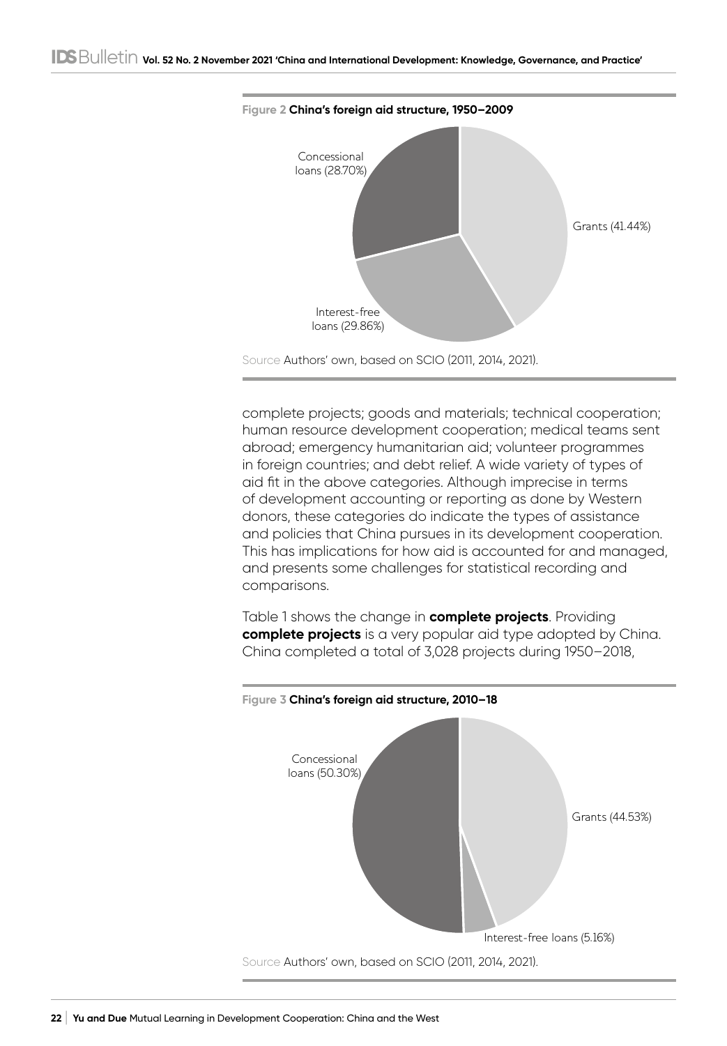**Figure 2 China's foreign aid structure, 1950–2009**

Concessional loans (28.70%)

Grants (41.44%)

Interest-free loans (29.86%)

Source Authors' own, based on SCIO (2011, 2014, 2021).

complete projects; goods and materials; technical cooperation; human resource development cooperation; medical teams sent abroad; emergency humanitarian aid; volunteer programmes in foreign countries; and debt relief. A wide variety of types of aid fit in the above categories. Although imprecise in terms of development accounting or reporting as done by Western donors, these categories do indicate the types of assistance and policies that China pursues in its development cooperation. This has implications for how aid is accounted for and managed, and presents some challenges for statistical recording and comparisons.

Table 1 shows the change in **complete projects**. Providing **complete projects** is a very popular aid type adopted by China. China completed a total of 3,028 projects during 1950–2018,

**Figure 3 China's foreign aid structure, 2010–18**

Concessional loans (50.30%)

Grants (44.53%)

Interest-free loans (5.16%)

Source Authors' own, based on SCIO (2011, 2014, 2021).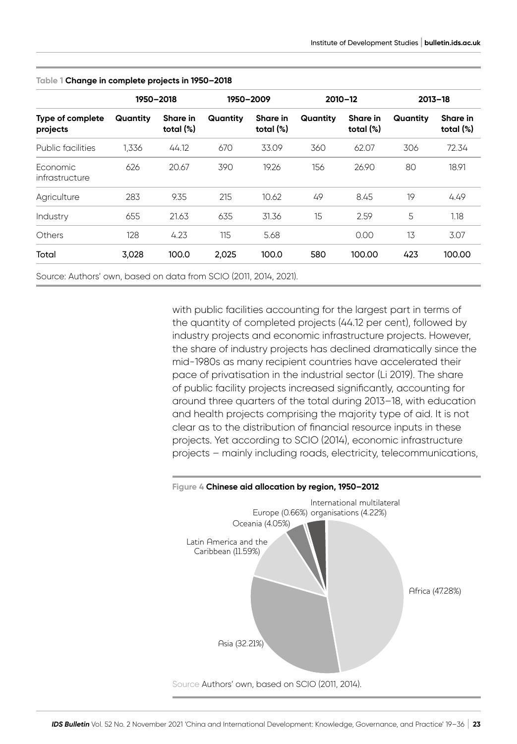**Table 1 Change in complete projects in 1950–2018**

| Type of complete projects | 1950–2018 | | 1950–2009 | | 2010–12 | | 2013–18 | |
|---|---|---|---|---|---|---|---|---|
| | Quantity | Share in total (%) | Quantity | Share in total (%) | Quantity | Share in total (%) | Quantity | Share in total (%) |
| Public facilities | 1,336 | 44.12 | 670 | 33.09 | 360 | 62.07 | 306 | 72.34 |
| Economic infrastructure | 626 | 20.67 | 390 | 19.26 | 156 | 26.90 | 80 | 18.91 |
| Agriculture | 283 | 9.35 | 215 | 10.62 | 49 | 8.45 | 19 | 4.49 |
| Industry | 655 | 21.63 | 635 | 31.36 | 15 | 2.59 | 5 | 1.18 |
| Others | 128 | 4.23 | 115 | 5.68 | | 0.00 | 13 | 3.07 |
| **Total** | **3,028** | **100.0** | **2,025** | **100.0** | **580** | **100.00** | **423** | **100.00** |

Source: Authors' own, based on data from SCIO (2011, 2014, 2021).

with public facilities accounting for the largest part in terms of the quantity of completed projects (44.12 per cent), followed by industry projects and economic infrastructure projects. However, the share of industry projects has declined dramatically since the mid-1980s as many recipient countries have accelerated their pace of privatisation in the industrial sector (Li 2019). The share of public facility projects increased significantly, accounting for around three quarters of the total during 2013–18, with education and health projects comprising the majority type of aid. It is not clear as to the distribution of financial resource inputs in these projects. Yet according to SCIO (2014), economic infrastructure projects – mainly including roads, electricity, telecommunications,

**Figure 4 Chinese aid allocation by region, 1950–2012**

International multilateral organisations (4.22%)
Europe (0.66%)
Oceania (4.05%)
Latin America and the Caribbean (11.59%)
Africa (47.28%)
Asia (32.21%)

Source Authors' own, based on SCIO (2011, 2014).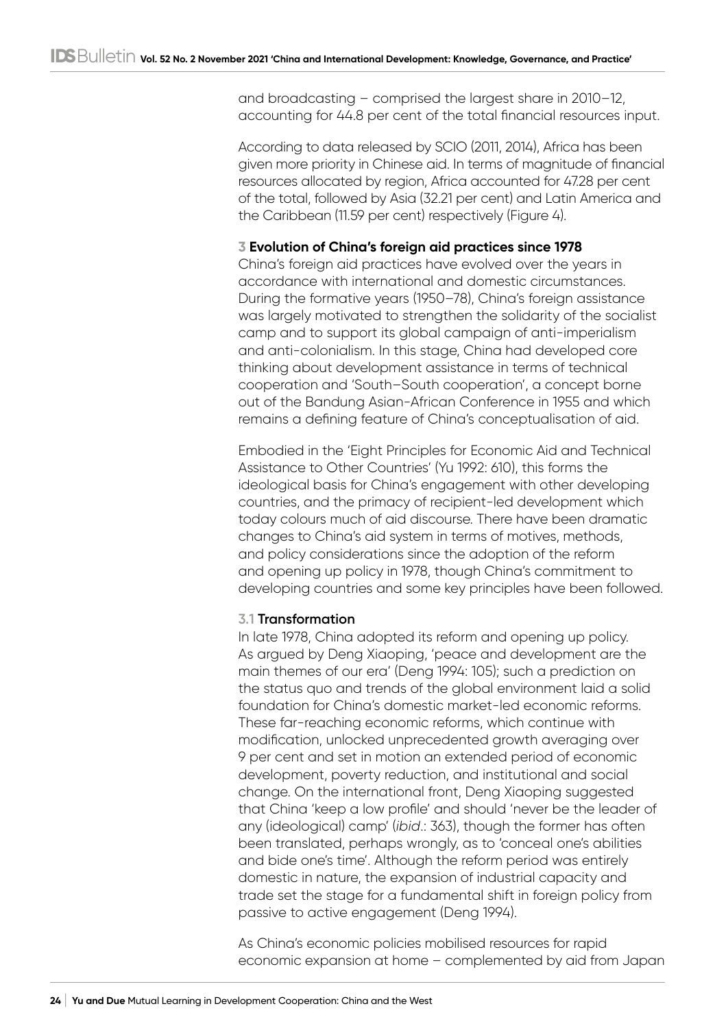and broadcasting – comprised the largest share in 2010–12, accounting for 44.8 per cent of the total financial resources input.

According to data released by SCIO (2011, 2014), Africa has been given more priority in Chinese aid. In terms of magnitude of financial resources allocated by region, Africa accounted for 47.28 per cent of the total, followed by Asia (32.21 per cent) and Latin America and the Caribbean (11.59 per cent) respectively (Figure 4).

## 3 Evolution of China's foreign aid practices since 1978

China's foreign aid practices have evolved over the years in accordance with international and domestic circumstances. During the formative years (1950–78), China's foreign assistance was largely motivated to strengthen the solidarity of the socialist camp and to support its global campaign of anti-imperialism and anti-colonialism. In this stage, China had developed core thinking about development assistance in terms of technical cooperation and 'South–South cooperation', a concept borne out of the Bandung Asian-African Conference in 1955 and which remains a defining feature of China's conceptualisation of aid.

Embodied in the 'Eight Principles for Economic Aid and Technical Assistance to Other Countries' (Yu 1992: 610), this forms the ideological basis for China's engagement with other developing countries, and the primacy of recipient-led development which today colours much of aid discourse. There have been dramatic changes to China's aid system in terms of motives, methods, and policy considerations since the adoption of the reform and opening up policy in 1978, though China's commitment to developing countries and some key principles have been followed.

### 3.1 Transformation

In late 1978, China adopted its reform and opening up policy. As argued by Deng Xiaoping, 'peace and development are the main themes of our era' (Deng 1994: 105); such a prediction on the status quo and trends of the global environment laid a solid foundation for China's domestic market-led economic reforms. These far-reaching economic reforms, which continue with modification, unlocked unprecedented growth averaging over 9 per cent and set in motion an extended period of economic development, poverty reduction, and institutional and social change. On the international front, Deng Xiaoping suggested that China 'keep a low profile' and should 'never be the leader of any (ideological) camp' (*ibid*.: 363), though the former has often been translated, perhaps wrongly, as to 'conceal one's abilities and bide one's time'. Although the reform period was entirely domestic in nature, the expansion of industrial capacity and trade set the stage for a fundamental shift in foreign policy from passive to active engagement (Deng 1994).

As China's economic policies mobilised resources for rapid economic expansion at home – complemented by aid from Japan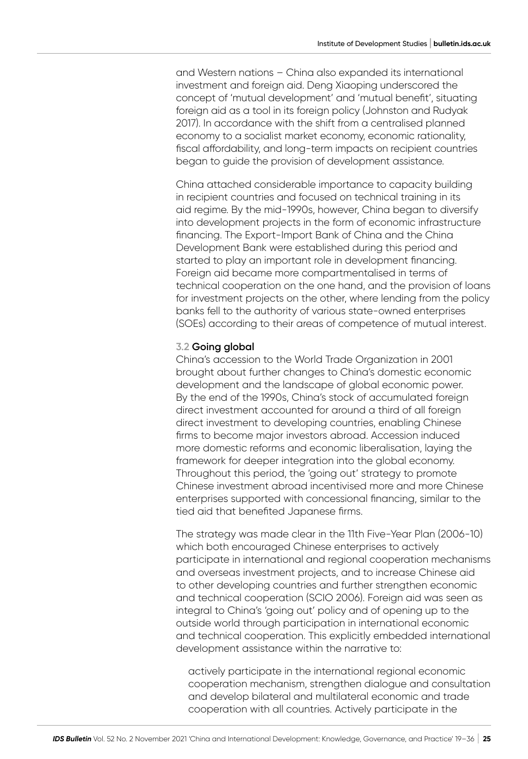and Western nations – China also expanded its international investment and foreign aid. Deng Xiaoping underscored the concept of 'mutual development' and 'mutual benefit', situating foreign aid as a tool in its foreign policy (Johnston and Rudyak 2017). In accordance with the shift from a centralised planned economy to a socialist market economy, economic rationality, fiscal affordability, and long-term impacts on recipient countries began to guide the provision of development assistance.

China attached considerable importance to capacity building in recipient countries and focused on technical training in its aid regime. By the mid-1990s, however, China began to diversify into development projects in the form of economic infrastructure financing. The Export-Import Bank of China and the China Development Bank were established during this period and started to play an important role in development financing. Foreign aid became more compartmentalised in terms of technical cooperation on the one hand, and the provision of loans for investment projects on the other, where lending from the policy banks fell to the authority of various state-owned enterprises (SOEs) according to their areas of competence of mutual interest.

### 3.2 Going global

China's accession to the World Trade Organization in 2001 brought about further changes to China's domestic economic development and the landscape of global economic power. By the end of the 1990s, China's stock of accumulated foreign direct investment accounted for around a third of all foreign direct investment to developing countries, enabling Chinese firms to become major investors abroad. Accession induced more domestic reforms and economic liberalisation, laying the framework for deeper integration into the global economy. Throughout this period, the 'going out' strategy to promote Chinese investment abroad incentivised more and more Chinese enterprises supported with concessional financing, similar to the tied aid that benefited Japanese firms.

The strategy was made clear in the 11th Five-Year Plan (2006-10) which both encouraged Chinese enterprises to actively participate in international and regional cooperation mechanisms and overseas investment projects, and to increase Chinese aid to other developing countries and further strengthen economic and technical cooperation (SCIO 2006). Foreign aid was seen as integral to China's 'going out' policy and of opening up to the outside world through participation in international economic and technical cooperation. This explicitly embedded international development assistance within the narrative to:

> actively participate in the international regional economic cooperation mechanism, strengthen dialogue and consultation and develop bilateral and multilateral economic and trade cooperation with all countries. Actively participate in the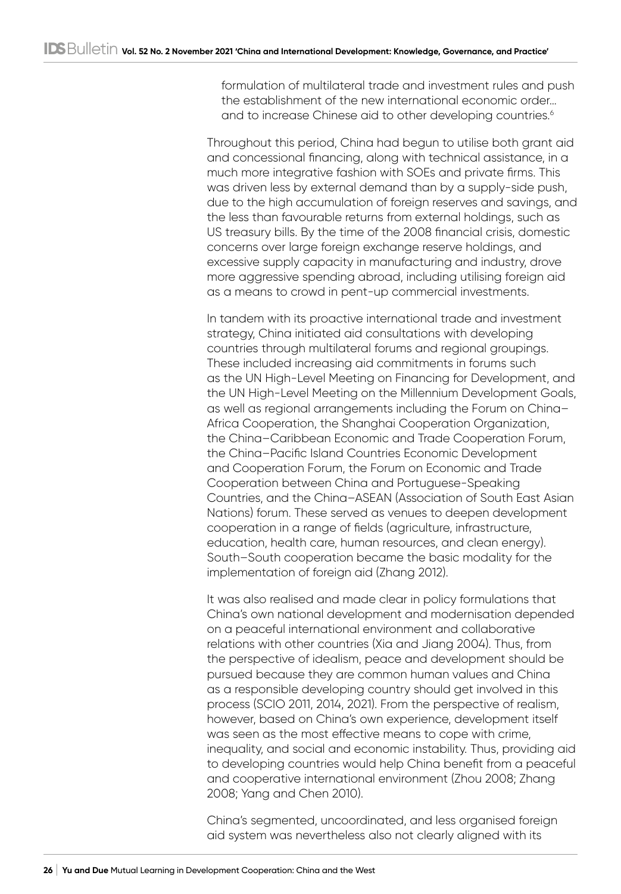formulation of multilateral trade and investment rules and push the establishment of the new international economic order… and to increase Chinese aid to other developing countries.[6]

Throughout this period, China had begun to utilise both grant aid and concessional financing, along with technical assistance, in a much more integrative fashion with SOEs and private firms. This was driven less by external demand than by a supply-side push, due to the high accumulation of foreign reserves and savings, and the less than favourable returns from external holdings, such as US treasury bills. By the time of the 2008 financial crisis, domestic concerns over large foreign exchange reserve holdings, and excessive supply capacity in manufacturing and industry, drove more aggressive spending abroad, including utilising foreign aid as a means to crowd in pent-up commercial investments.

In tandem with its proactive international trade and investment strategy, China initiated aid consultations with developing countries through multilateral forums and regional groupings. These included increasing aid commitments in forums such as the UN High-Level Meeting on Financing for Development, and the UN High-Level Meeting on the Millennium Development Goals, as well as regional arrangements including the Forum on China–Africa Cooperation, the Shanghai Cooperation Organization, the China–Caribbean Economic and Trade Cooperation Forum, the China–Pacific Island Countries Economic Development and Cooperation Forum, the Forum on Economic and Trade Cooperation between China and Portuguese-Speaking Countries, and the China–ASEAN (Association of South East Asian Nations) forum. These served as venues to deepen development cooperation in a range of fields (agriculture, infrastructure, education, health care, human resources, and clean energy). South–South cooperation became the basic modality for the implementation of foreign aid (Zhang 2012).

It was also realised and made clear in policy formulations that China's own national development and modernisation depended on a peaceful international environment and collaborative relations with other countries (Xia and Jiang 2004). Thus, from the perspective of idealism, peace and development should be pursued because they are common human values and China as a responsible developing country should get involved in this process (SCIO 2011, 2014, 2021). From the perspective of realism, however, based on China's own experience, development itself was seen as the most effective means to cope with crime, inequality, and social and economic instability. Thus, providing aid to developing countries would help China benefit from a peaceful and cooperative international environment (Zhou 2008; Zhang 2008; Yang and Chen 2010).

China's segmented, uncoordinated, and less organised foreign aid system was nevertheless also not clearly aligned with its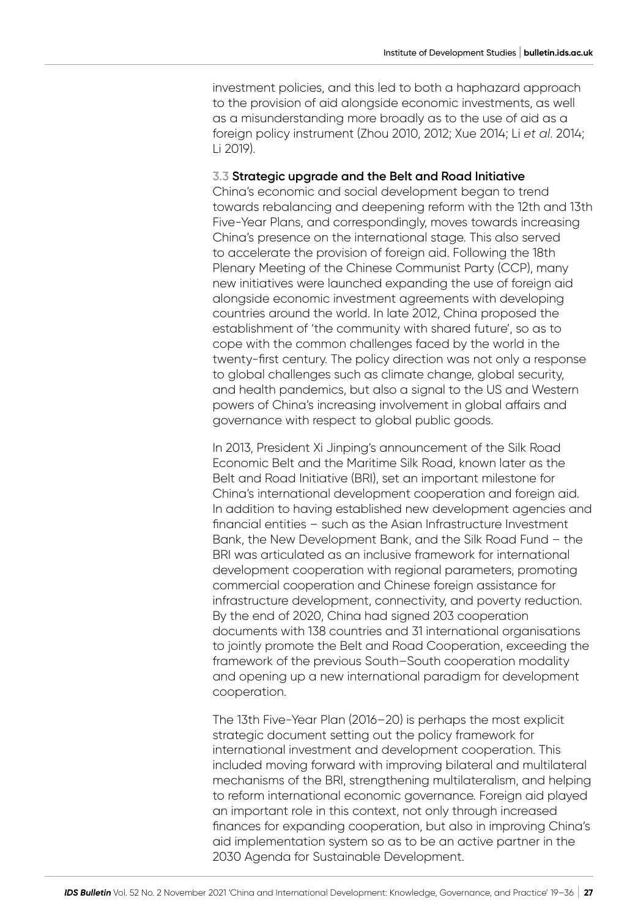investment policies, and this led to both a haphazard approach to the provision of aid alongside economic investments, as well as a misunderstanding more broadly as to the use of aid as a foreign policy instrument (Zhou 2010, 2012; Xue 2014; Li *et al*. 2014; Li 2019).

### 3.3 Strategic upgrade and the Belt and Road Initiative

China's economic and social development began to trend towards rebalancing and deepening reform with the 12th and 13th Five-Year Plans, and correspondingly, moves towards increasing China's presence on the international stage. This also served to accelerate the provision of foreign aid. Following the 18th Plenary Meeting of the Chinese Communist Party (CCP), many new initiatives were launched expanding the use of foreign aid alongside economic investment agreements with developing countries around the world. In late 2012, China proposed the establishment of 'the community with shared future', so as to cope with the common challenges faced by the world in the twenty-first century. The policy direction was not only a response to global challenges such as climate change, global security, and health pandemics, but also a signal to the US and Western powers of China's increasing involvement in global affairs and governance with respect to global public goods.

In 2013, President Xi Jinping's announcement of the Silk Road Economic Belt and the Maritime Silk Road, known later as the Belt and Road Initiative (BRI), set an important milestone for China's international development cooperation and foreign aid. In addition to having established new development agencies and financial entities – such as the Asian Infrastructure Investment Bank, the New Development Bank, and the Silk Road Fund – the BRI was articulated as an inclusive framework for international development cooperation with regional parameters, promoting commercial cooperation and Chinese foreign assistance for infrastructure development, connectivity, and poverty reduction. By the end of 2020, China had signed 203 cooperation documents with 138 countries and 31 international organisations to jointly promote the Belt and Road Cooperation, exceeding the framework of the previous South–South cooperation modality and opening up a new international paradigm for development cooperation.

The 13th Five-Year Plan (2016–20) is perhaps the most explicit strategic document setting out the policy framework for international investment and development cooperation. This included moving forward with improving bilateral and multilateral mechanisms of the BRI, strengthening multilateralism, and helping to reform international economic governance. Foreign aid played an important role in this context, not only through increased finances for expanding cooperation, but also in improving China's aid implementation system so as to be an active partner in the 2030 Agenda for Sustainable Development.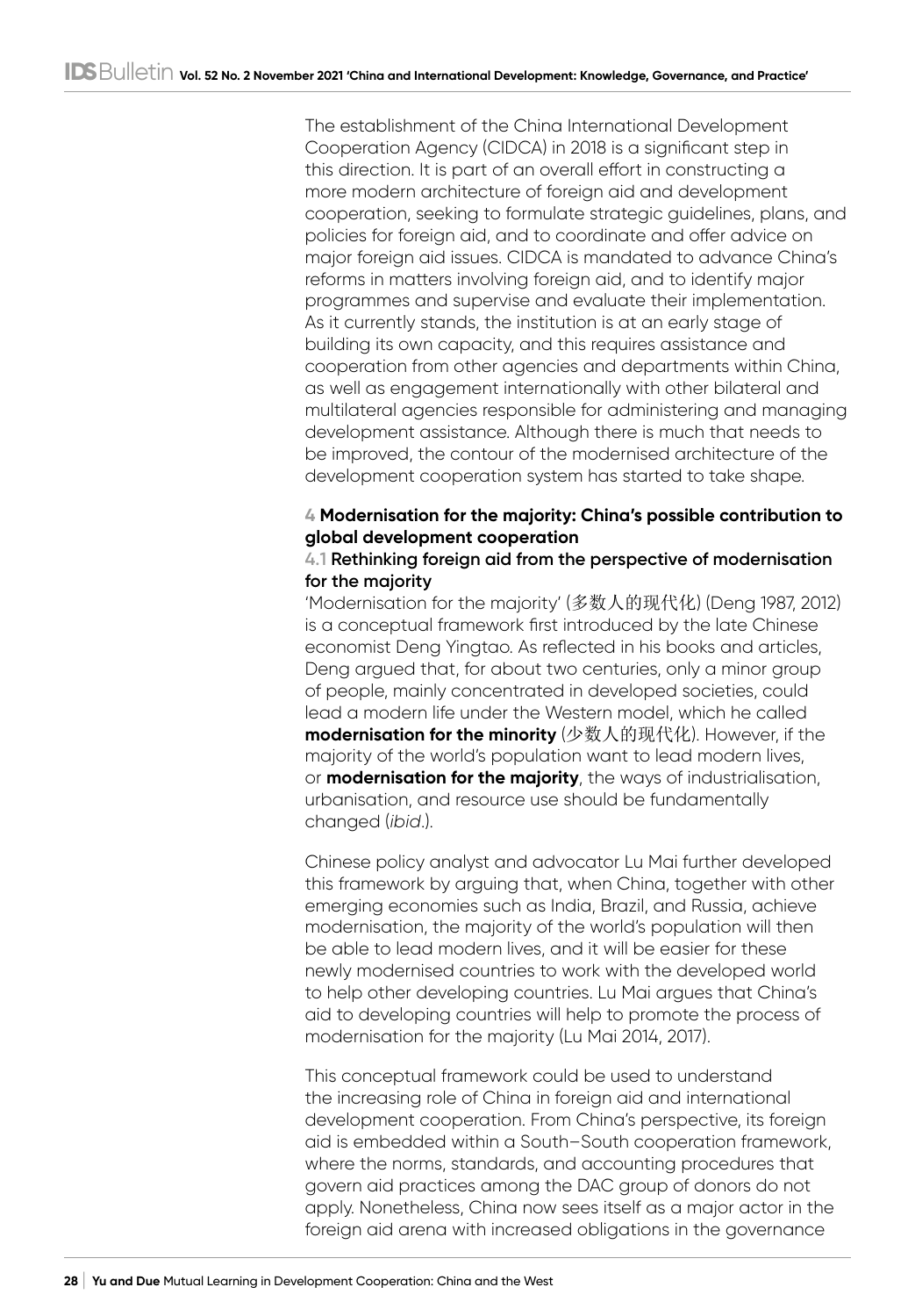The establishment of the China International Development Cooperation Agency (CIDCA) in 2018 is a significant step in this direction. It is part of an overall effort in constructing a more modern architecture of foreign aid and development cooperation, seeking to formulate strategic guidelines, plans, and policies for foreign aid, and to coordinate and offer advice on major foreign aid issues. CIDCA is mandated to advance China's reforms in matters involving foreign aid, and to identify major programmes and supervise and evaluate their implementation. As it currently stands, the institution is at an early stage of building its own capacity, and this requires assistance and cooperation from other agencies and departments within China, as well as engagement internationally with other bilateral and multilateral agencies responsible for administering and managing development assistance. Although there is much that needs to be improved, the contour of the modernised architecture of the development cooperation system has started to take shape.

## 4 Modernisation for the majority: China's possible contribution to global development cooperation

### 4.1 Rethinking foreign aid from the perspective of modernisation for the majority

'Modernisation for the majority' (多数人的现代化) (Deng 1987, 2012) is a conceptual framework first introduced by the late Chinese economist Deng Yingtao. As reflected in his books and articles, Deng argued that, for about two centuries, only a minor group of people, mainly concentrated in developed societies, could lead a modern life under the Western model, which he called **modernisation for the minority** (少数人的现代化). However, if the majority of the world's population want to lead modern lives, or **modernisation for the majority**, the ways of industrialisation, urbanisation, and resource use should be fundamentally changed (*ibid*.).

Chinese policy analyst and advocator Lu Mai further developed this framework by arguing that, when China, together with other emerging economies such as India, Brazil, and Russia, achieve modernisation, the majority of the world's population will then be able to lead modern lives, and it will be easier for these newly modernised countries to work with the developed world to help other developing countries. Lu Mai argues that China's aid to developing countries will help to promote the process of modernisation for the majority (Lu Mai 2014, 2017).

This conceptual framework could be used to understand the increasing role of China in foreign aid and international development cooperation. From China's perspective, its foreign aid is embedded within a South–South cooperation framework, where the norms, standards, and accounting procedures that govern aid practices among the DAC group of donors do not apply. Nonetheless, China now sees itself as a major actor in the foreign aid arena with increased obligations in the governance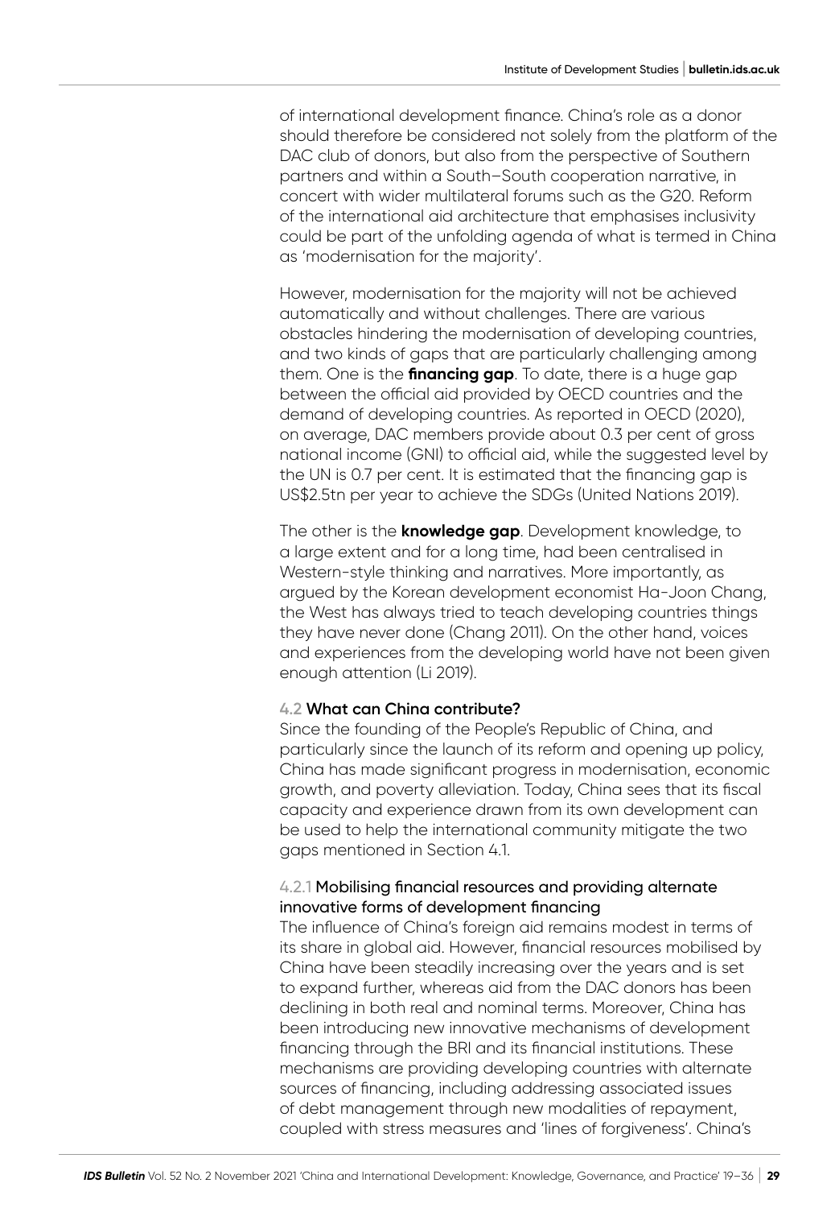of international development finance. China's role as a donor should therefore be considered not solely from the platform of the DAC club of donors, but also from the perspective of Southern partners and within a South–South cooperation narrative, in concert with wider multilateral forums such as the G20. Reform of the international aid architecture that emphasises inclusivity could be part of the unfolding agenda of what is termed in China as 'modernisation for the majority'.

However, modernisation for the majority will not be achieved automatically and without challenges. There are various obstacles hindering the modernisation of developing countries, and two kinds of gaps that are particularly challenging among them. One is the **financing gap**. To date, there is a huge gap between the official aid provided by OECD countries and the demand of developing countries. As reported in OECD (2020), on average, DAC members provide about 0.3 per cent of gross national income (GNI) to official aid, while the suggested level by the UN is 0.7 per cent. It is estimated that the financing gap is US$2.5tn per year to achieve the SDGs (United Nations 2019).

The other is the **knowledge gap**. Development knowledge, to a large extent and for a long time, had been centralised in Western-style thinking and narratives. More importantly, as argued by the Korean development economist Ha-Joon Chang, the West has always tried to teach developing countries things they have never done (Chang 2011). On the other hand, voices and experiences from the developing world have not been given enough attention (Li 2019).

### 4.2 What can China contribute?

Since the founding of the People's Republic of China, and particularly since the launch of its reform and opening up policy, China has made significant progress in modernisation, economic growth, and poverty alleviation. Today, China sees that its fiscal capacity and experience drawn from its own development can be used to help the international community mitigate the two gaps mentioned in Section 4.1.

#### 4.2.1 Mobilising financial resources and providing alternate innovative forms of development financing

The influence of China's foreign aid remains modest in terms of its share in global aid. However, financial resources mobilised by China have been steadily increasing over the years and is set to expand further, whereas aid from the DAC donors has been declining in both real and nominal terms. Moreover, China has been introducing new innovative mechanisms of development financing through the BRI and its financial institutions. These mechanisms are providing developing countries with alternate sources of financing, including addressing associated issues of debt management through new modalities of repayment, coupled with stress measures and 'lines of forgiveness'. China's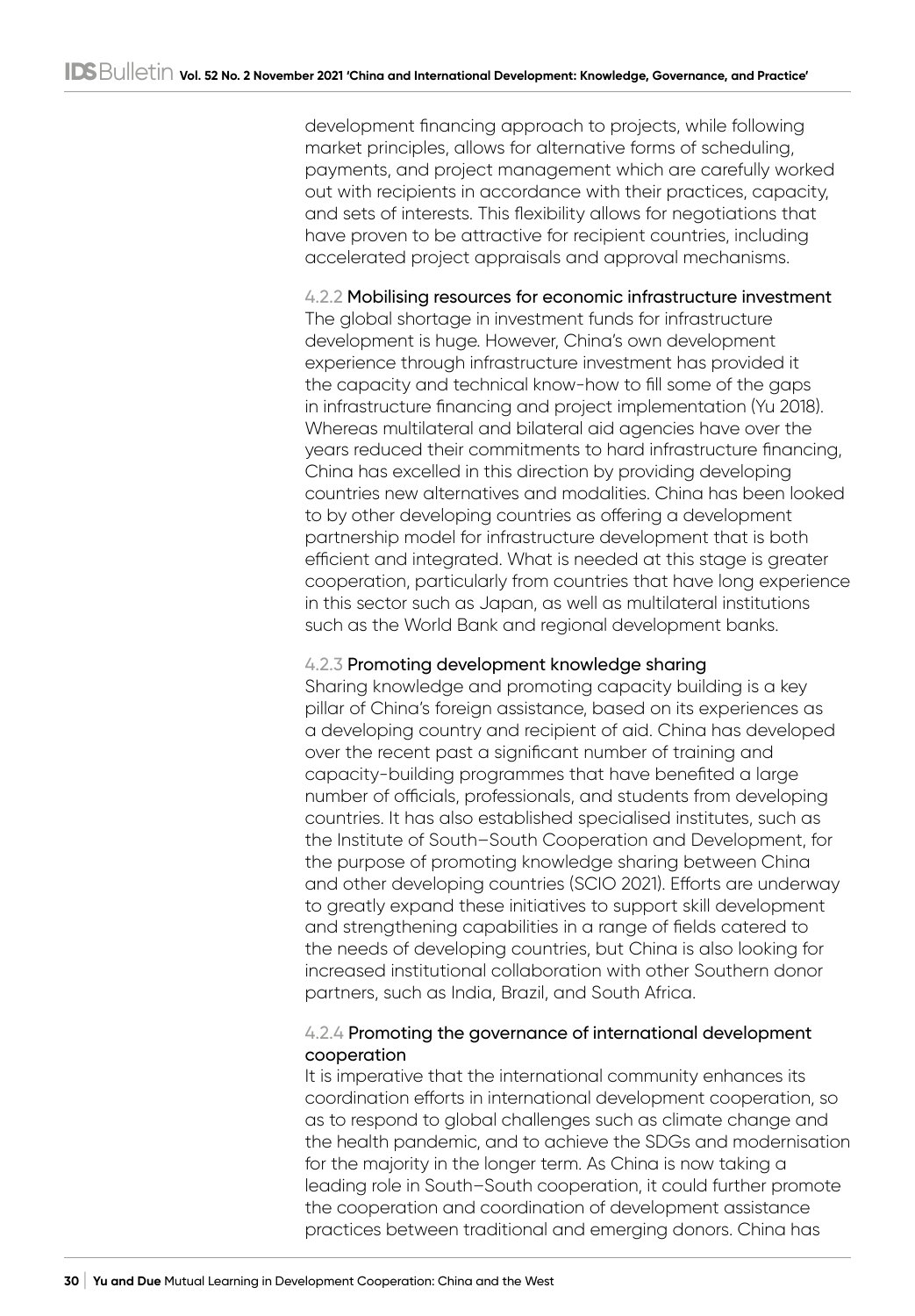development financing approach to projects, while following market principles, allows for alternative forms of scheduling, payments, and project management which are carefully worked out with recipients in accordance with their practices, capacity, and sets of interests. This flexibility allows for negotiations that have proven to be attractive for recipient countries, including accelerated project appraisals and approval mechanisms.

#### 4.2.2 Mobilising resources for economic infrastructure investment

The global shortage in investment funds for infrastructure development is huge. However, China's own development experience through infrastructure investment has provided it the capacity and technical know-how to fill some of the gaps in infrastructure financing and project implementation (Yu 2018). Whereas multilateral and bilateral aid agencies have over the years reduced their commitments to hard infrastructure financing, China has excelled in this direction by providing developing countries new alternatives and modalities. China has been looked to by other developing countries as offering a development partnership model for infrastructure development that is both efficient and integrated. What is needed at this stage is greater cooperation, particularly from countries that have long experience in this sector such as Japan, as well as multilateral institutions such as the World Bank and regional development banks.

#### 4.2.3 Promoting development knowledge sharing

Sharing knowledge and promoting capacity building is a key pillar of China's foreign assistance, based on its experiences as a developing country and recipient of aid. China has developed over the recent past a significant number of training and capacity-building programmes that have benefited a large number of officials, professionals, and students from developing countries. It has also established specialised institutes, such as the Institute of South–South Cooperation and Development, for the purpose of promoting knowledge sharing between China and other developing countries (SCIO 2021). Efforts are underway to greatly expand these initiatives to support skill development and strengthening capabilities in a range of fields catered to the needs of developing countries, but China is also looking for increased institutional collaboration with other Southern donor partners, such as India, Brazil, and South Africa.

#### 4.2.4 Promoting the governance of international development cooperation

It is imperative that the international community enhances its coordination efforts in international development cooperation, so as to respond to global challenges such as climate change and the health pandemic, and to achieve the SDGs and modernisation for the majority in the longer term. As China is now taking a leading role in South–South cooperation, it could further promote the cooperation and coordination of development assistance practices between traditional and emerging donors. China has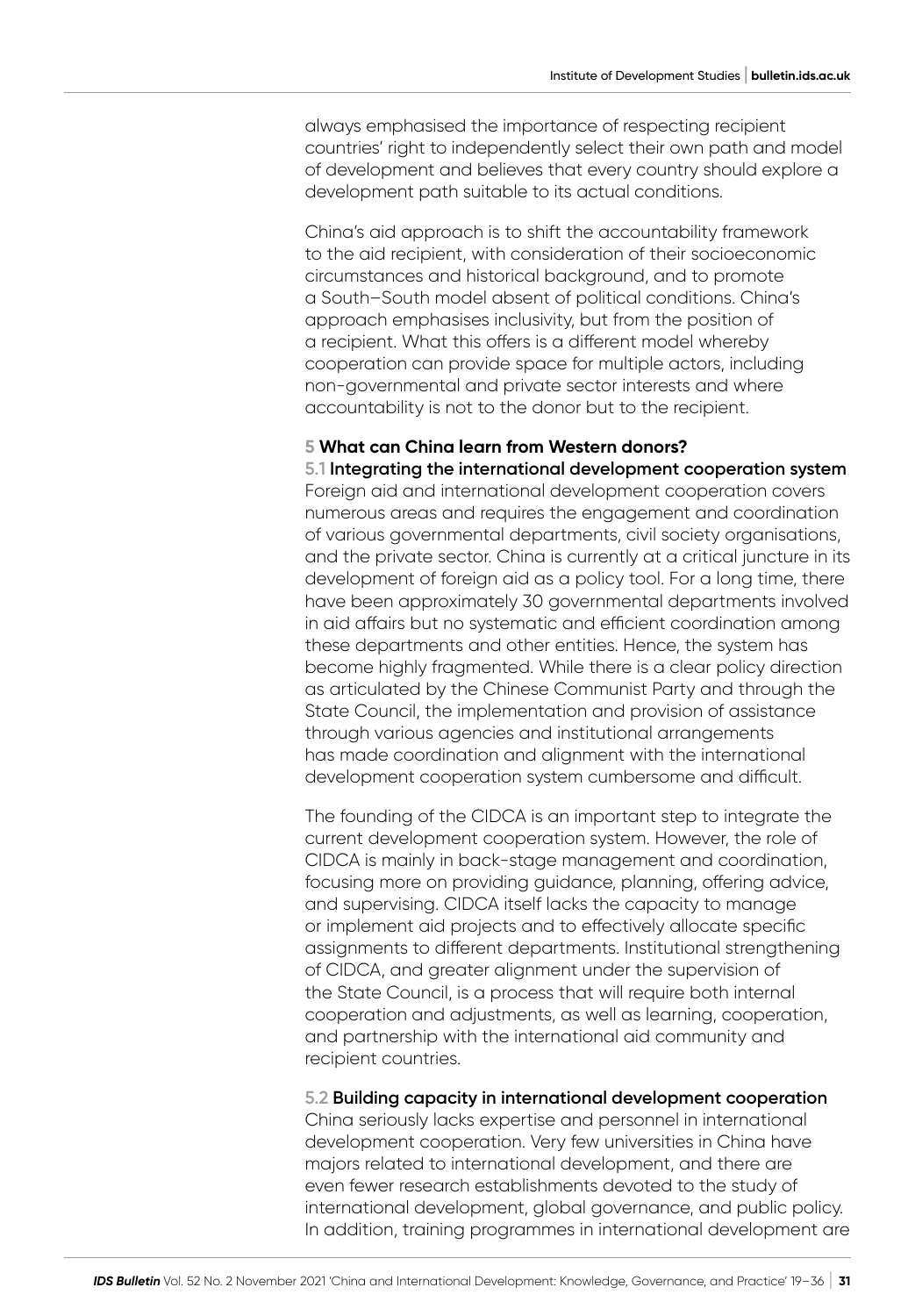always emphasised the importance of respecting recipient countries' right to independently select their own path and model of development and believes that every country should explore a development path suitable to its actual conditions.

China's aid approach is to shift the accountability framework to the aid recipient, with consideration of their socioeconomic circumstances and historical background, and to promote a South–South model absent of political conditions. China's approach emphasises inclusivity, but from the position of a recipient. What this offers is a different model whereby cooperation can provide space for multiple actors, including non-governmental and private sector interests and where accountability is not to the donor but to the recipient.

## 5 What can China learn from Western donors?

### 5.1 Integrating the international development cooperation system

Foreign aid and international development cooperation covers numerous areas and requires the engagement and coordination of various governmental departments, civil society organisations, and the private sector. China is currently at a critical juncture in its development of foreign aid as a policy tool. For a long time, there have been approximately 30 governmental departments involved in aid affairs but no systematic and efficient coordination among these departments and other entities. Hence, the system has become highly fragmented. While there is a clear policy direction as articulated by the Chinese Communist Party and through the State Council, the implementation and provision of assistance through various agencies and institutional arrangements has made coordination and alignment with the international development cooperation system cumbersome and difficult.

The founding of the CIDCA is an important step to integrate the current development cooperation system. However, the role of CIDCA is mainly in back-stage management and coordination, focusing more on providing guidance, planning, offering advice, and supervising. CIDCA itself lacks the capacity to manage or implement aid projects and to effectively allocate specific assignments to different departments. Institutional strengthening of CIDCA, and greater alignment under the supervision of the State Council, is a process that will require both internal cooperation and adjustments, as well as learning, cooperation, and partnership with the international aid community and recipient countries.

### 5.2 Building capacity in international development cooperation

China seriously lacks expertise and personnel in international development cooperation. Very few universities in China have majors related to international development, and there are even fewer research establishments devoted to the study of international development, global governance, and public policy. In addition, training programmes in international development are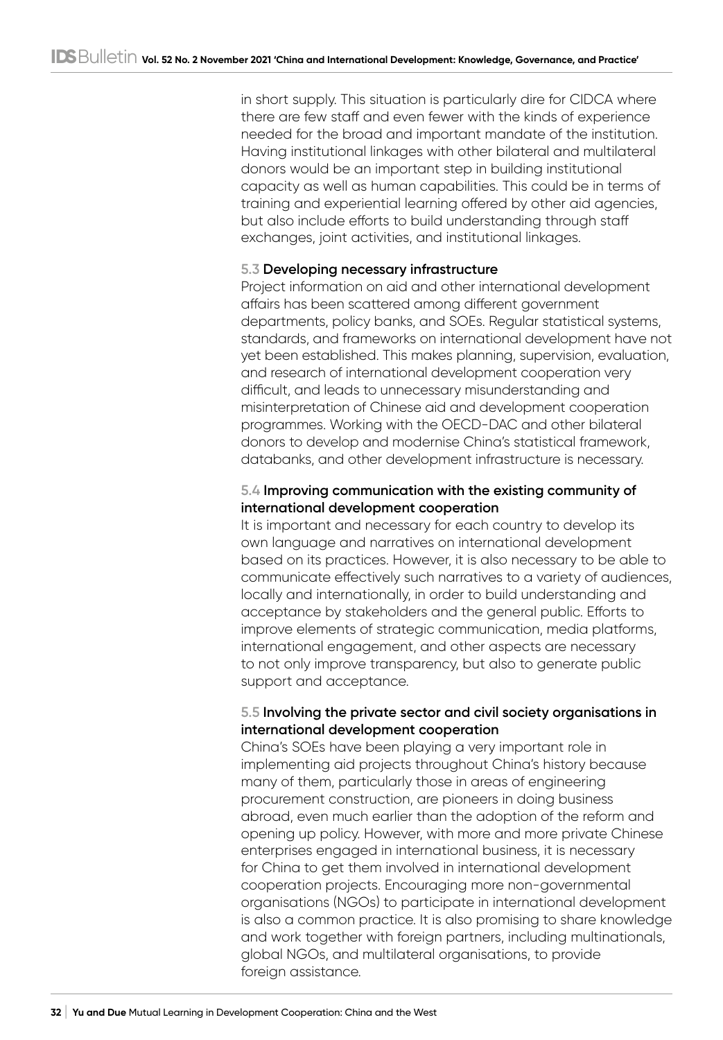in short supply. This situation is particularly dire for CIDCA where there are few staff and even fewer with the kinds of experience needed for the broad and important mandate of the institution. Having institutional linkages with other bilateral and multilateral donors would be an important step in building institutional capacity as well as human capabilities. This could be in terms of training and experiential learning offered by other aid agencies, but also include efforts to build understanding through staff exchanges, joint activities, and institutional linkages.

### 5.3 Developing necessary infrastructure

Project information on aid and other international development affairs has been scattered among different government departments, policy banks, and SOEs. Regular statistical systems, standards, and frameworks on international development have not yet been established. This makes planning, supervision, evaluation, and research of international development cooperation very difficult, and leads to unnecessary misunderstanding and misinterpretation of Chinese aid and development cooperation programmes. Working with the OECD-DAC and other bilateral donors to develop and modernise China's statistical framework, databanks, and other development infrastructure is necessary.

### 5.4 Improving communication with the existing community of international development cooperation

It is important and necessary for each country to develop its own language and narratives on international development based on its practices. However, it is also necessary to be able to communicate effectively such narratives to a variety of audiences, locally and internationally, in order to build understanding and acceptance by stakeholders and the general public. Efforts to improve elements of strategic communication, media platforms, international engagement, and other aspects are necessary to not only improve transparency, but also to generate public support and acceptance.

### 5.5 Involving the private sector and civil society organisations in international development cooperation

China's SOEs have been playing a very important role in implementing aid projects throughout China's history because many of them, particularly those in areas of engineering procurement construction, are pioneers in doing business abroad, even much earlier than the adoption of the reform and opening up policy. However, with more and more private Chinese enterprises engaged in international business, it is necessary for China to get them involved in international development cooperation projects. Encouraging more non-governmental organisations (NGOs) to participate in international development is also a common practice. It is also promising to share knowledge and work together with foreign partners, including multinationals, global NGOs, and multilateral organisations, to provide foreign assistance.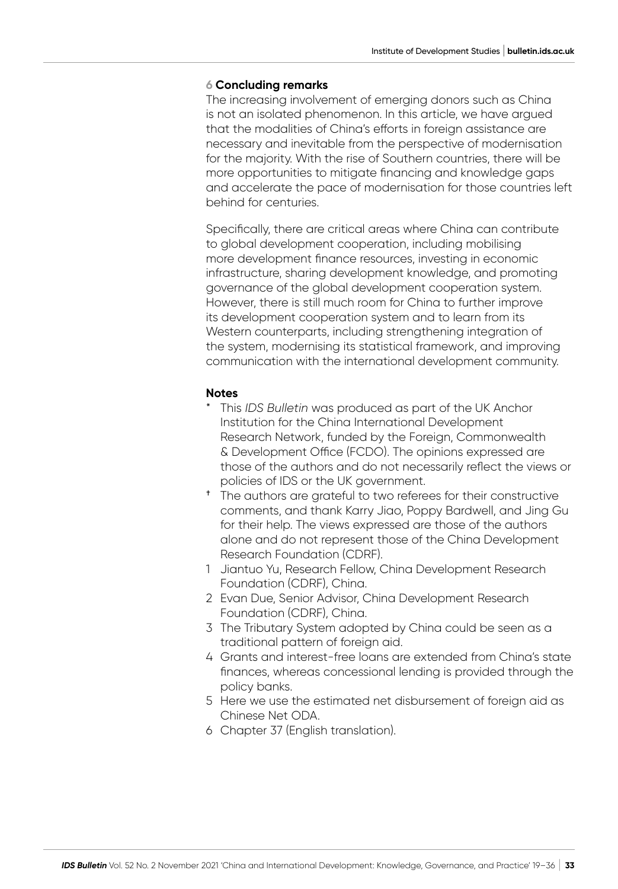## 6 Concluding remarks

The increasing involvement of emerging donors such as China is not an isolated phenomenon. In this article, we have argued that the modalities of China's efforts in foreign assistance are necessary and inevitable from the perspective of modernisation for the majority. With the rise of Southern countries, there will be more opportunities to mitigate financing and knowledge gaps and accelerate the pace of modernisation for those countries left behind for centuries.

Specifically, there are critical areas where China can contribute to global development cooperation, including mobilising more development finance resources, investing in economic infrastructure, sharing development knowledge, and promoting governance of the global development cooperation system. However, there is still much room for China to further improve its development cooperation system and to learn from its Western counterparts, including strengthening integration of the system, modernising its statistical framework, and improving communication with the international development community.

### Notes

\* This *IDS Bulletin* was produced as part of the UK Anchor Institution for the China International Development Research Network, funded by the Foreign, Commonwealth & Development Office (FCDO). The opinions expressed are those of the authors and do not necessarily reflect the views or policies of IDS or the UK government.

† The authors are grateful to two referees for their constructive comments, and thank Karry Jiao, Poppy Bardwell, and Jing Gu for their help. The views expressed are those of the authors alone and do not represent those of the China Development Research Foundation (CDRF).

1 Jiantuo Yu, Research Fellow, China Development Research Foundation (CDRF), China.

2 Evan Due, Senior Advisor, China Development Research Foundation (CDRF), China.

3 The Tributary System adopted by China could be seen as a traditional pattern of foreign aid.

4 Grants and interest-free loans are extended from China's state finances, whereas concessional lending is provided through the policy banks.

5 Here we use the estimated net disbursement of foreign aid as Chinese Net ODA.

6 Chapter 37 (English translation).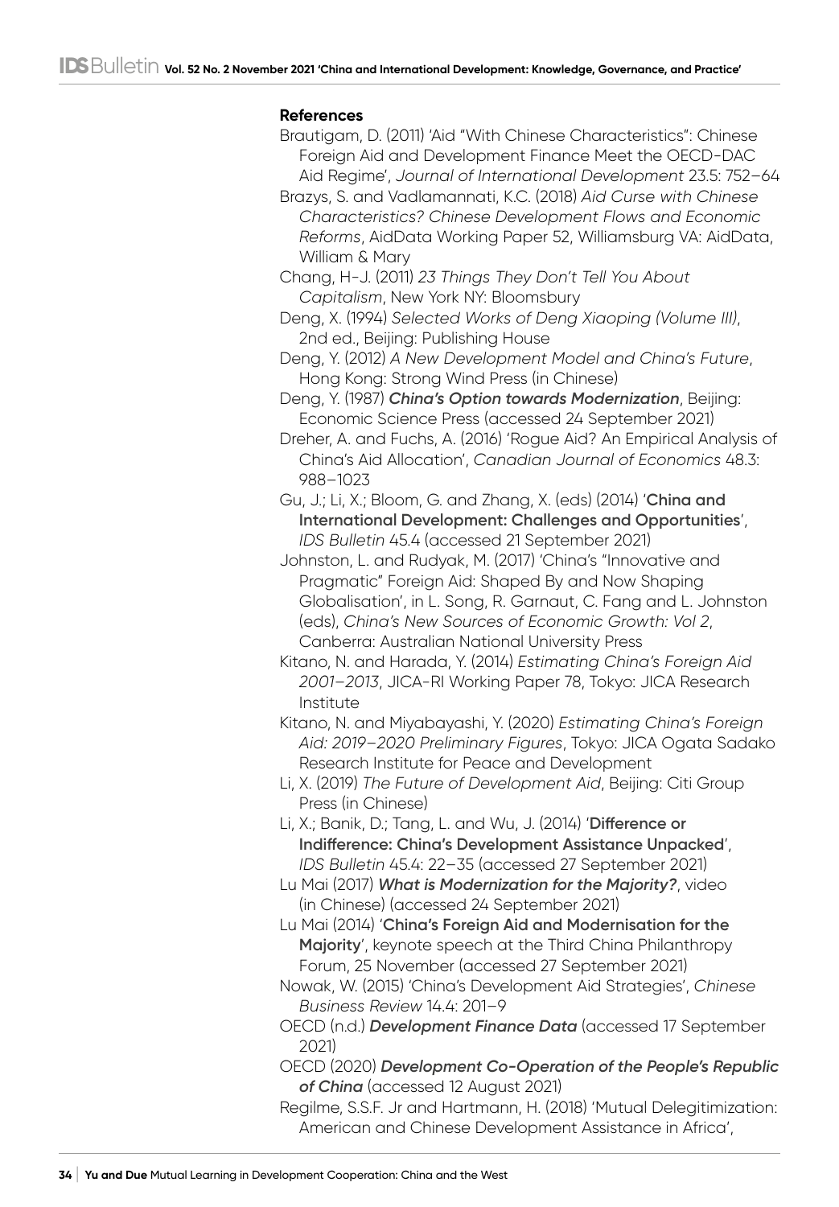### References

Brautigam, D. (2011) 'Aid "With Chinese Characteristics": Chinese Foreign Aid and Development Finance Meet the OECD-DAC Aid Regime', *Journal of International Development* 23.5: 752–64

Brazys, S. and Vadlamannati, K.C. (2018) *Aid Curse with Chinese Characteristics? Chinese Development Flows and Economic Reforms*, AidData Working Paper 52, Williamsburg VA: AidData, William & Mary

Chang, H-J. (2011) *23 Things They Don't Tell You About Capitalism*, New York NY: Bloomsbury

Deng, X. (1994) *Selected Works of Deng Xiaoping (Volume III)*, 2nd ed., Beijing: Publishing House

Deng, Y. (2012) *A New Development Model and China's Future*, Hong Kong: Strong Wind Press (in Chinese)

Deng, Y. (1987) ***China's Option towards Modernization***, Beijing: Economic Science Press (accessed 24 September 2021)

Dreher, A. and Fuchs, A. (2016) 'Rogue Aid? An Empirical Analysis of China's Aid Allocation', *Canadian Journal of Economics* 48.3: 988–1023

Gu, J.; Li, X.; Bloom, G. and Zhang, X. (eds) (2014) '**China and International Development: Challenges and Opportunities**', *IDS Bulletin* 45.4 (accessed 21 September 2021)

Johnston, L. and Rudyak, M. (2017) 'China's "Innovative and Pragmatic" Foreign Aid: Shaped By and Now Shaping Globalisation', in L. Song, R. Garnaut, C. Fang and L. Johnston (eds), *China's New Sources of Economic Growth: Vol 2*, Canberra: Australian National University Press

Kitano, N. and Harada, Y. (2014) *Estimating China's Foreign Aid 2001–2013*, JICA-RI Working Paper 78, Tokyo: JICA Research Institute

Kitano, N. and Miyabayashi, Y. (2020) *Estimating China's Foreign Aid: 2019–2020 Preliminary Figures*, Tokyo: JICA Ogata Sadako Research Institute for Peace and Development

Li, X. (2019) *The Future of Development Aid*, Beijing: Citi Group Press (in Chinese)

Li, X.; Banik, D.; Tang, L. and Wu, J. (2014) '**Difference or Indifference: China's Development Assistance Unpacked**', *IDS Bulletin* 45.4: 22–35 (accessed 27 September 2021)

Lu Mai (2017) ***What is Modernization for the Majority?***, video (in Chinese) (accessed 24 September 2021)

Lu Mai (2014) '**China's Foreign Aid and Modernisation for the Majority**', keynote speech at the Third China Philanthropy Forum, 25 November (accessed 27 September 2021)

Nowak, W. (2015) 'China's Development Aid Strategies', *Chinese Business Review* 14.4: 201–9

OECD (n.d.) ***Development Finance Data*** (accessed 17 September 2021)

OECD (2020) ***Development Co-Operation of the People's Republic of China*** (accessed 12 August 2021)

Regilme, S.S.F. Jr and Hartmann, H. (2018) 'Mutual Delegitimization: American and Chinese Development Assistance in Africa',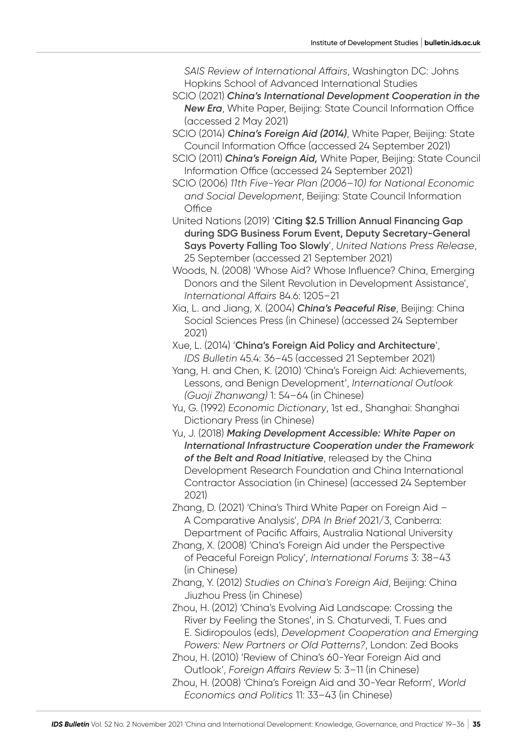*SAIS Review of International Affairs*, Washington DC: Johns Hopkins School of Advanced International Studies

SCIO (2021) ***China's International Development Cooperation in the New Era***, White Paper, Beijing: State Council Information Office (accessed 2 May 2021)

SCIO (2014) ***China's Foreign Aid (2014)***, White Paper, Beijing: State Council Information Office (accessed 24 September 2021)

SCIO (2011) ***China's Foreign Aid,*** White Paper, Beijing: State Council Information Office (accessed 24 September 2021)

SCIO (2006) *11th Five-Year Plan (2006–10) for National Economic and Social Development*, Beijing: State Council Information Office

United Nations (2019) '**Citing $2.5 Trillion Annual Financing Gap during SDG Business Forum Event, Deputy Secretary-General Says Poverty Falling Too Slowly**', *United Nations Press Release*, 25 September (accessed 21 September 2021)

Woods, N. (2008) 'Whose Aid? Whose Influence? China, Emerging Donors and the Silent Revolution in Development Assistance', *International Affairs* 84.6: 1205–21

Xia, L. and Jiang, X. (2004) ***China's Peaceful Rise***, Beijing: China Social Sciences Press (in Chinese) (accessed 24 September 2021)

Xue, L. (2014) '**China's Foreign Aid Policy and Architecture**', *IDS Bulletin* 45.4: 36–45 (accessed 21 September 2021)

Yang, H. and Chen, K. (2010) 'China's Foreign Aid: Achievements, Lessons, and Benign Development', *International Outlook (Guoji Zhanwang)* 1: 54–64 (in Chinese)

Yu, G. (1992) *Economic Dictionary*, 1st ed., Shanghai: Shanghai Dictionary Press (in Chinese)

Yu, J. (2018) ***Making Development Accessible: White Paper on International Infrastructure Cooperation under the Framework of the Belt and Road Initiative***, released by the China Development Research Foundation and China International Contractor Association (in Chinese) (accessed 24 September 2021)

Zhang, D. (2021) 'China's Third White Paper on Foreign Aid – A Comparative Analysis', *DPA In Brief* 2021/3, Canberra: Department of Pacific Affairs, Australia National University

Zhang, X. (2008) 'China's Foreign Aid under the Perspective of Peaceful Foreign Policy', *International Forums* 3: 38–43 (in Chinese)

Zhang, Y. (2012) *Studies on China's Foreign Aid*, Beijing: China Jiuzhou Press (in Chinese)

Zhou, H. (2012) 'China's Evolving Aid Landscape: Crossing the River by Feeling the Stones', in S. Chaturvedi, T. Fues and E. Sidiropoulos (eds), *Development Cooperation and Emerging Powers: New Partners or Old Patterns?*, London: Zed Books

Zhou, H. (2010) 'Review of China's 60-Year Foreign Aid and Outlook', *Foreign Affairs Review* 5: 3–11 (in Chinese)

Zhou, H. (2008) 'China's Foreign Aid and 30-Year Reform', *World Economics and Politics* 11: 33–43 (in Chinese)